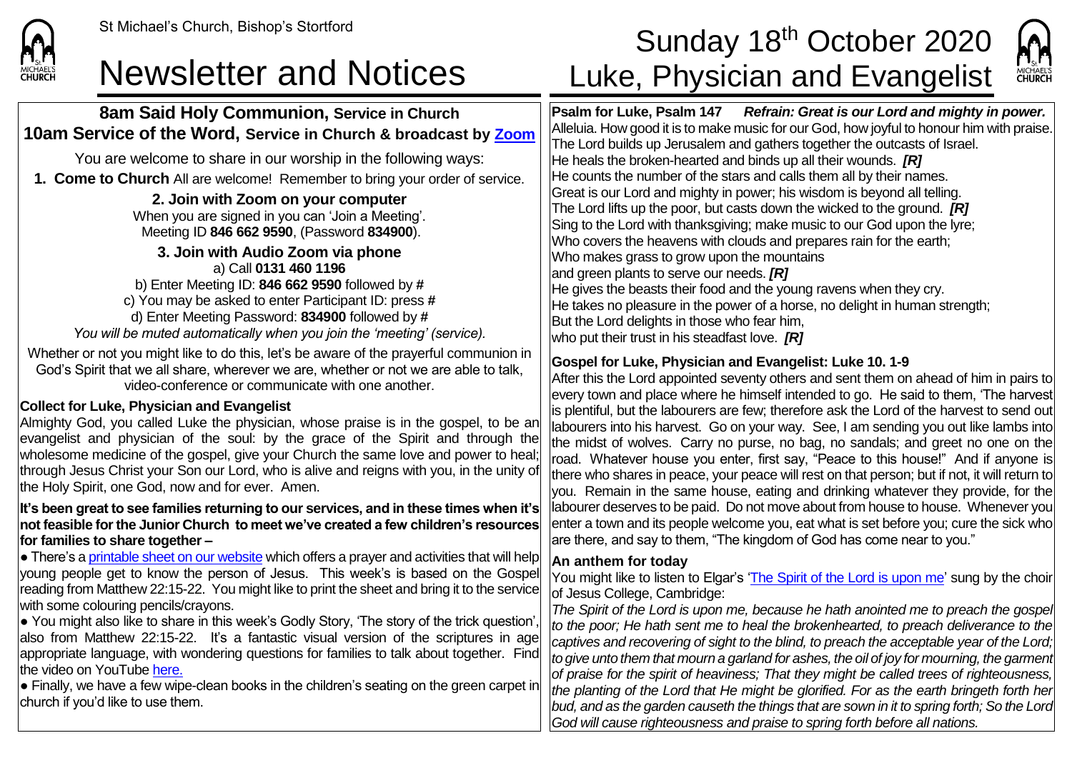St Michael's Church, Bishop's Stortford

# Newsletter and Notices

# Sunday 18th October 2020 Luke, Physician and Evangelist

## 8am Said Holy Communion, Service in Church
## 10am Service of the Word, Service in Church & broadcast by Zoom

You are welcome to share in our worship in the following ways:

**1. Come to Church** All are welcome! Remember to bring your order of service.

**2. Join with Zoom on your computer**
When you are signed in you can 'Join a Meeting'.
Meeting ID **846 662 9590**, (Password **834900**).

**3. Join with Audio Zoom via phone**
a) Call **0131 460 1196**
b) Enter Meeting ID: **846 662 9590** followed by **#**
c) You may be asked to enter Participant ID: press **#**
d) Enter Meeting Password: **834900** followed by **#**
*You will be muted automatically when you join the 'meeting' (service).*

Whether or not you might like to do this, let's be aware of the prayerful communion in God's Spirit that we all share, wherever we are, whether or not we are able to talk, video-conference or communicate with one another.

**Collect for Luke, Physician and Evangelist**
Almighty God, you called Luke the physician, whose praise is in the gospel, to be an evangelist and physician of the soul: by the grace of the Spirit and through the wholesome medicine of the gospel, give your Church the same love and power to heal; through Jesus Christ your Son our Lord, who is alive and reigns with you, in the unity of the Holy Spirit, one God, now and for ever. Amen.

**It's been great to see families returning to our services, and in these times when it's not feasible for the Junior Church to meet we've created a few children's resources for families to share together –**

- There's a printable sheet on our website which offers a prayer and activities that will help young people get to know the person of Jesus. This week's is based on the Gospel reading from Matthew 22:15-22. You might like to print the sheet and bring it to the service with some colouring pencils/crayons.
- You might also like to share in this week's Godly Story, 'The story of the trick question', also from Matthew 22:15-22. It's a fantastic visual version of the scriptures in age appropriate language, with wondering questions for families to talk about together. Find the video on YouTube here.
- Finally, we have a few wipe-clean books in the children's seating on the green carpet in church if you'd like to use them.

**Psalm for Luke, Psalm 147** ***Refrain: Great is our Lord and mighty in power.***
Alleluia. How good it is to make music for our God, how joyful to honour him with praise.
The Lord builds up Jerusalem and gathers together the outcasts of Israel.
He heals the broken-hearted and binds up all their wounds. ***[R]***
He counts the number of the stars and calls them all by their names.
Great is our Lord and mighty in power; his wisdom is beyond all telling.
The Lord lifts up the poor, but casts down the wicked to the ground. ***[R]***
Sing to the Lord with thanksgiving; make music to our God upon the lyre;
Who covers the heavens with clouds and prepares rain for the earth;
Who makes grass to grow upon the mountains
and green plants to serve our needs. ***[R]***
He gives the beasts their food and the young ravens when they cry.
He takes no pleasure in the power of a horse, no delight in human strength;
But the Lord delights in those who fear him,
who put their trust in his steadfast love. ***[R]***

**Gospel for Luke, Physician and Evangelist: Luke 10. 1-9**
After this the Lord appointed seventy others and sent them on ahead of him in pairs to every town and place where he himself intended to go. He said to them, 'The harvest is plentiful, but the labourers are few; therefore ask the Lord of the harvest to send out labourers into his harvest. Go on your way. See, I am sending you out like lambs into the midst of wolves. Carry no purse, no bag, no sandals; and greet no one on the road. Whatever house you enter, first say, "Peace to this house!" And if anyone is there who shares in peace, your peace will rest on that person; but if not, it will return to you. Remain in the same house, eating and drinking whatever they provide, for the labourer deserves to be paid. Do not move about from house to house. Whenever you enter a town and its people welcome you, eat what is set before you; cure the sick who are there, and say to them, "The kingdom of God has come near to you."

**An anthem for today**
You might like to listen to Elgar's 'The Spirit of the Lord is upon me' sung by the choir of Jesus College, Cambridge:
*The Spirit of the Lord is upon me, because he hath anointed me to preach the gospel to the poor; He hath sent me to heal the brokenhearted, to preach deliverance to the captives and recovering of sight to the blind, to preach the acceptable year of the Lord; to give unto them that mourn a garland for ashes, the oil of joy for mourning, the garment of praise for the spirit of heaviness; That they might be called trees of righteousness, the planting of the Lord that He might be glorified. For as the earth bringeth forth her bud, and as the garden causeth the things that are sown in it to spring forth; So the Lord God will cause righteousness and praise to spring forth before all nations.*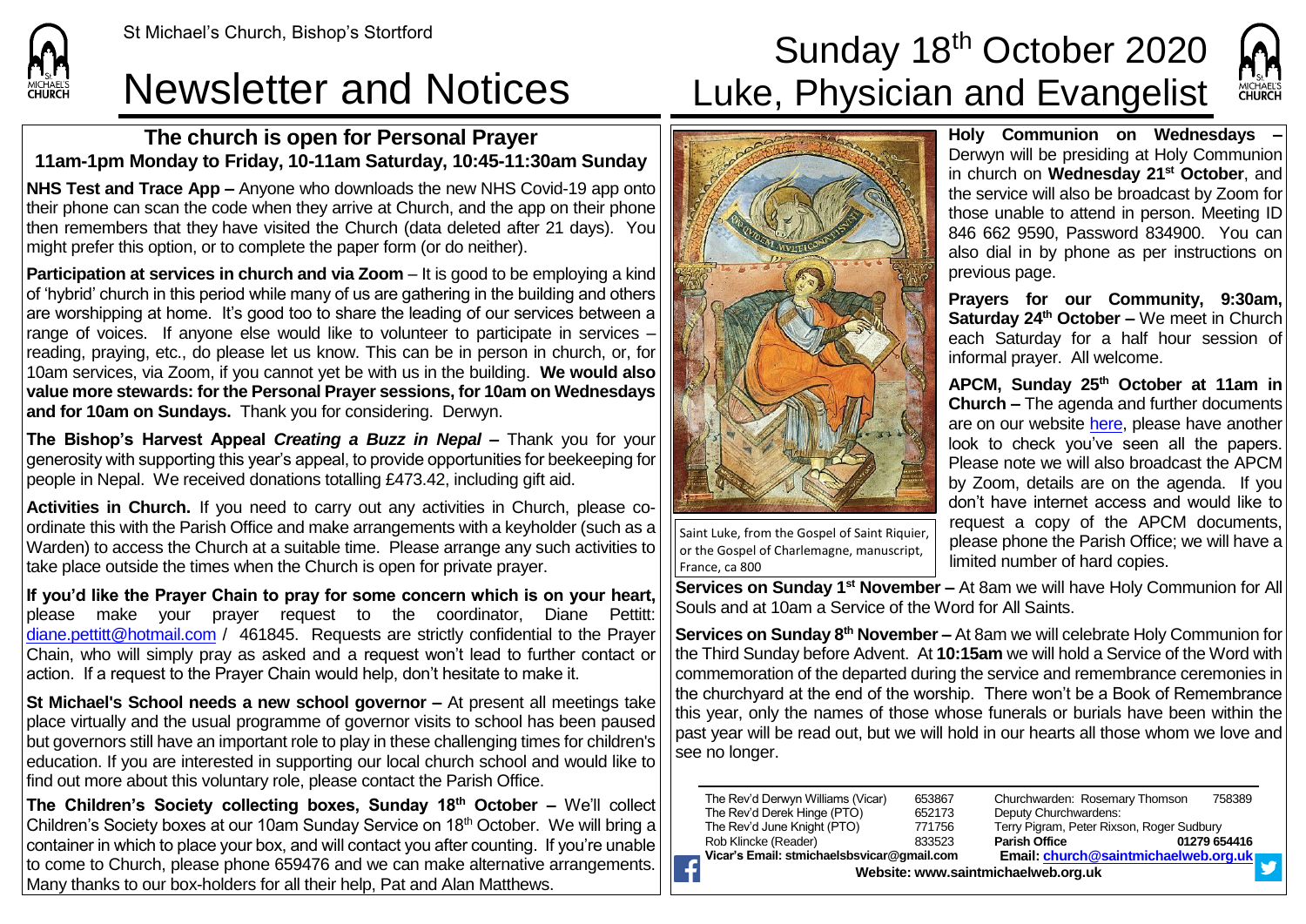St Michael's Church, Bishop's Stortford

# Newsletter and Notices

# Sunday 18th October 2020
# Luke, Physician and Evangelist

## The church is open for Personal Prayer
**11am-1pm Monday to Friday, 10-11am Saturday, 10:45-11:30am Sunday**

**NHS Test and Trace App –** Anyone who downloads the new NHS Covid-19 app onto their phone can scan the code when they arrive at Church, and the app on their phone then remembers that they have visited the Church (data deleted after 21 days). You might prefer this option, or to complete the paper form (or do neither).

**Participation at services in church and via Zoom** – It is good to be employing a kind of 'hybrid' church in this period while many of us are gathering in the building and others are worshipping at home. It's good too to share the leading of our services between a range of voices. If anyone else would like to volunteer to participate in services – reading, praying, etc., do please let us know. This can be in person in church, or, for 10am services, via Zoom, if you cannot yet be with us in the building. **We would also value more stewards: for the Personal Prayer sessions, for 10am on Wednesdays and for 10am on Sundays.** Thank you for considering. Derwyn.

**The Bishop's Harvest Appeal *Creating a Buzz in Nepal* –** Thank you for your generosity with supporting this year's appeal, to provide opportunities for beekeeping for people in Nepal. We received donations totalling £473.42, including gift aid.

**Activities in Church.** If you need to carry out any activities in Church, please co-ordinate this with the Parish Office and make arrangements with a keyholder (such as a Warden) to access the Church at a suitable time. Please arrange any such activities to take place outside the times when the Church is open for private prayer.

**If you'd like the Prayer Chain to pray for some concern which is on your heart,** please make your prayer request to the coordinator, Diane Pettitt: diane.pettitt@hotmail.com / 461845. Requests are strictly confidential to the Prayer Chain, who will simply pray as asked and a request won't lead to further contact or action. If a request to the Prayer Chain would help, don't hesitate to make it.

**St Michael's School needs a new school governor –** At present all meetings take place virtually and the usual programme of governor visits to school has been paused but governors still have an important role to play in these challenging times for children's education. If you are interested in supporting our local church school and would like to find out more about this voluntary role, please contact the Parish Office.

**The Children's Society collecting boxes, Sunday 18th October –** We'll collect Children's Society boxes at our 10am Sunday Service on 18th October. We will bring a container in which to place your box, and will contact you after counting. If you're unable to come to Church, please phone 659476 and we can make alternative arrangements. Many thanks to our box-holders for all their help, Pat and Alan Matthews.

Saint Luke, from the Gospel of Saint Riquier, or the Gospel of Charlemagne, manuscript, France, ca 800

**Holy Communion on Wednesdays –** Derwyn will be presiding at Holy Communion in church on **Wednesday 21st October**, and the service will also be broadcast by Zoom for those unable to attend in person. Meeting ID 846 662 9590, Password 834900. You can also dial in by phone as per instructions on previous page.

**Prayers for our Community, 9:30am, Saturday 24th October –** We meet in Church each Saturday for a half hour session of informal prayer. All welcome.

**APCM, Sunday 25th October at 11am in Church –** The agenda and further documents are on our website here, please have another look to check you've seen all the papers. Please note we will also broadcast the APCM by Zoom, details are on the agenda. If you don't have internet access and would like to request a copy of the APCM documents, please phone the Parish Office; we will have a limited number of hard copies.

**Services on Sunday 1st November –** At 8am we will have Holy Communion for All Souls and at 10am a Service of the Word for All Saints.

**Services on Sunday 8th November –** At 8am we will celebrate Holy Communion for the Third Sunday before Advent. At **10:15am** we will hold a Service of the Word with commemoration of the departed during the service and remembrance ceremonies in the churchyard at the end of the worship. There won't be a Book of Remembrance this year, only the names of those whose funerals or burials have been within the past year will be read out, but we will hold in our hearts all those whom we love and see no longer.

| | | | |
|---|---|---|---|
| The Rev'd Derwyn Williams (Vicar) | 653867 | Churchwarden: Rosemary Thomson | 758389 |
| The Rev'd Derek Hinge (PTO) | 652173 | Deputy Churchwardens: | |
| The Rev'd June Knight (PTO) | 771756 | Terry Pigram, Peter Rixson, Roger Sudbury | |
| Rob Klincke (Reader) | 833523 | **Parish Office** | **01279 654416** |
| **Vicar's Email: stmichaelsbsvicar@gmail.com** | | **Email: church@saintmichaelweb.org.uk** | |

**Website: www.saintmichaelweb.org.uk**